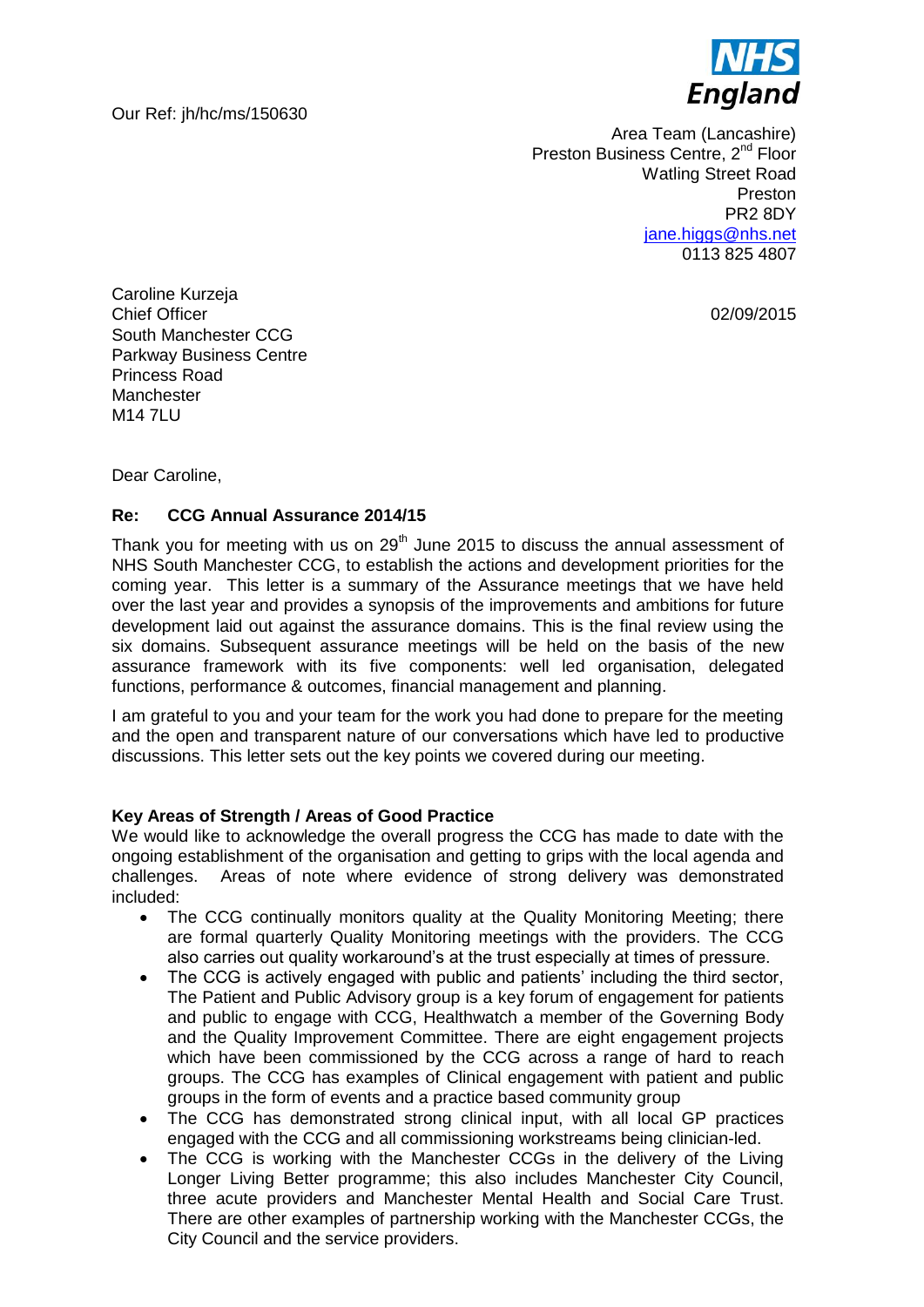Our Ref: jh/hc/ms/150630

NHS England

Area Team (Lancashire)
Preston Business Centre, 2nd Floor
Watling Street Road
Preston
PR2 8DY
jane.higgs@nhs.net
0113 825 4807

Caroline Kurzeja
Chief Officer
South Manchester CCG
Parkway Business Centre
Princess Road
Manchester
M14 7LU

02/09/2015

Dear Caroline,

**Re: CCG Annual Assurance 2014/15**

Thank you for meeting with us on 29th June 2015 to discuss the annual assessment of NHS South Manchester CCG, to establish the actions and development priorities for the coming year. This letter is a summary of the Assurance meetings that we have held over the last year and provides a synopsis of the improvements and ambitions for future development laid out against the assurance domains. This is the final review using the six domains. Subsequent assurance meetings will be held on the basis of the new assurance framework with its five components: well led organisation, delegated functions, performance & outcomes, financial management and planning.

I am grateful to you and your team for the work you had done to prepare for the meeting and the open and transparent nature of our conversations which have led to productive discussions. This letter sets out the key points we covered during our meeting.

**Key Areas of Strength / Areas of Good Practice**

We would like to acknowledge the overall progress the CCG has made to date with the ongoing establishment of the organisation and getting to grips with the local agenda and challenges. Areas of note where evidence of strong delivery was demonstrated included:

- The CCG continually monitors quality at the Quality Monitoring Meeting; there are formal quarterly Quality Monitoring meetings with the providers. The CCG also carries out quality workaround's at the trust especially at times of pressure.
- The CCG is actively engaged with public and patients' including the third sector, The Patient and Public Advisory group is a key forum of engagement for patients and public to engage with CCG, Healthwatch a member of the Governing Body and the Quality Improvement Committee. There are eight engagement projects which have been commissioned by the CCG across a range of hard to reach groups. The CCG has examples of Clinical engagement with patient and public groups in the form of events and a practice based community group
- The CCG has demonstrated strong clinical input, with all local GP practices engaged with the CCG and all commissioning workstreams being clinician-led.
- The CCG is working with the Manchester CCGs in the delivery of the Living Longer Living Better programme; this also includes Manchester City Council, three acute providers and Manchester Mental Health and Social Care Trust. There are other examples of partnership working with the Manchester CCGs, the City Council and the service providers.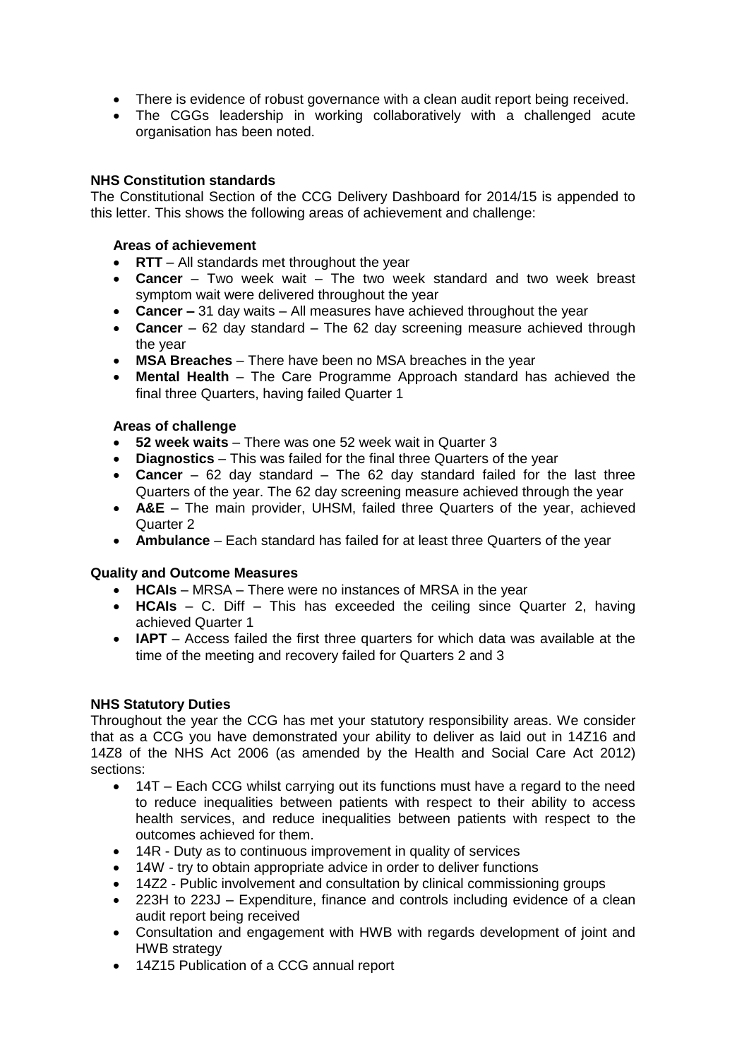- There is evidence of robust governance with a clean audit report being received.
- The CGGs leadership in working collaboratively with a challenged acute organisation has been noted.

**NHS Constitution standards**

The Constitutional Section of the CCG Delivery Dashboard for 2014/15 is appended to this letter. This shows the following areas of achievement and challenge:

**Areas of achievement**

- **RTT** – All standards met throughout the year
- **Cancer** – Two week wait – The two week standard and two week breast symptom wait were delivered throughout the year
- **Cancer –** 31 day waits – All measures have achieved throughout the year
- **Cancer** – 62 day standard – The 62 day screening measure achieved through the year
- **MSA Breaches** – There have been no MSA breaches in the year
- **Mental Health** – The Care Programme Approach standard has achieved the final three Quarters, having failed Quarter 1

**Areas of challenge**

- **52 week waits** – There was one 52 week wait in Quarter 3
- **Diagnostics** – This was failed for the final three Quarters of the year
- **Cancer** – 62 day standard – The 62 day standard failed for the last three Quarters of the year. The 62 day screening measure achieved through the year
- **A&E** – The main provider, UHSM, failed three Quarters of the year, achieved Quarter 2
- **Ambulance** – Each standard has failed for at least three Quarters of the year

**Quality and Outcome Measures**

- **HCAIs** – MRSA – There were no instances of MRSA in the year
- **HCAIs** – C. Diff – This has exceeded the ceiling since Quarter 2, having achieved Quarter 1
- **IAPT** – Access failed the first three quarters for which data was available at the time of the meeting and recovery failed for Quarters 2 and 3

**NHS Statutory Duties**

Throughout the year the CCG has met your statutory responsibility areas. We consider that as a CCG you have demonstrated your ability to deliver as laid out in 14Z16 and 14Z8 of the NHS Act 2006 (as amended by the Health and Social Care Act 2012) sections:

- 14T – Each CCG whilst carrying out its functions must have a regard to the need to reduce inequalities between patients with respect to their ability to access health services, and reduce inequalities between patients with respect to the outcomes achieved for them.
- 14R - Duty as to continuous improvement in quality of services
- 14W - try to obtain appropriate advice in order to deliver functions
- 14Z2 - Public involvement and consultation by clinical commissioning groups
- 223H to 223J – Expenditure, finance and controls including evidence of a clean audit report being received
- Consultation and engagement with HWB with regards development of joint and HWB strategy
- 14Z15 Publication of a CCG annual report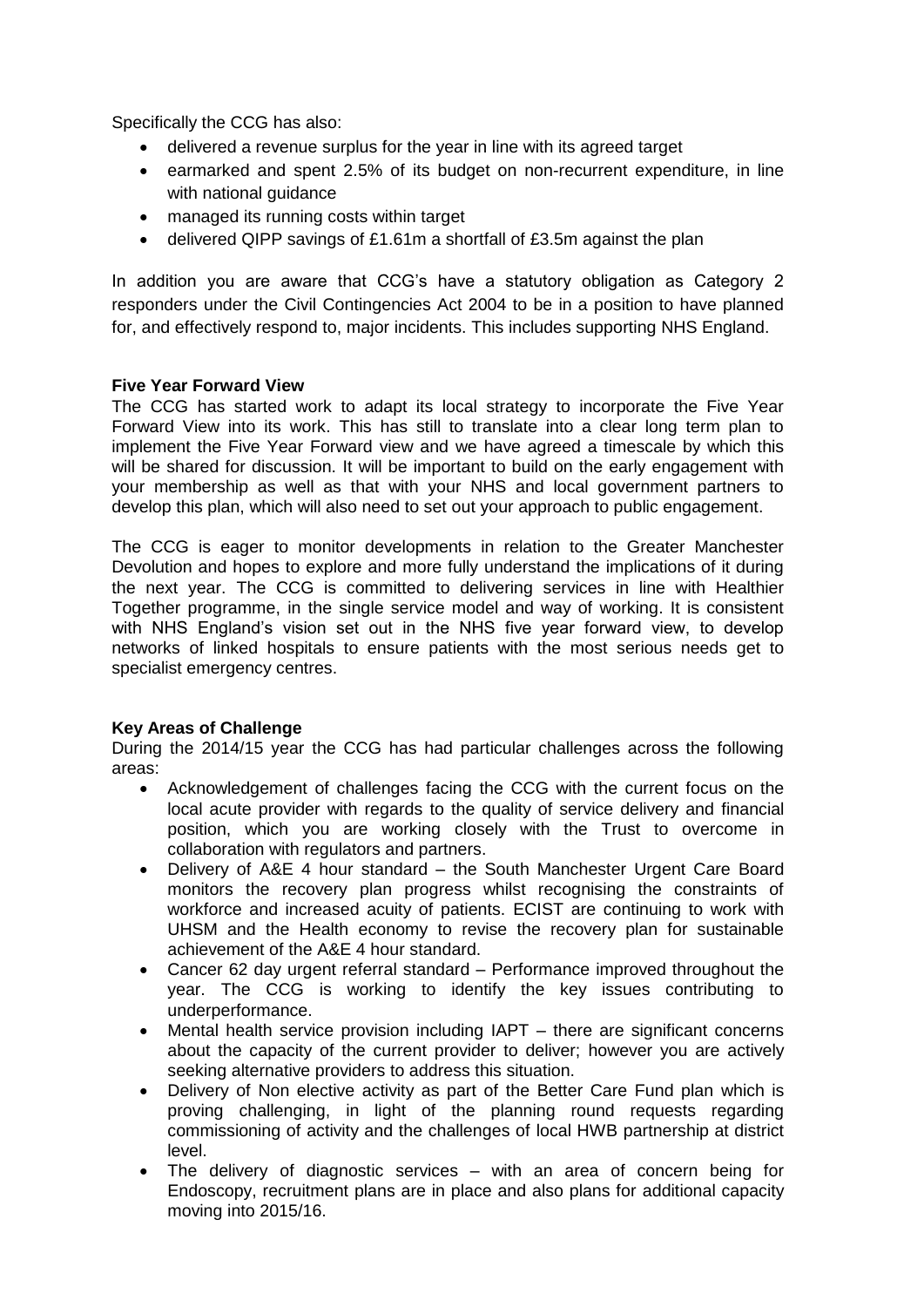Specifically the CCG has also:

- delivered a revenue surplus for the year in line with its agreed target
- earmarked and spent 2.5% of its budget on non-recurrent expenditure, in line with national guidance
- managed its running costs within target
- delivered QIPP savings of £1.61m a shortfall of £3.5m against the plan

In addition you are aware that CCG's have a statutory obligation as Category 2 responders under the Civil Contingencies Act 2004 to be in a position to have planned for, and effectively respond to, major incidents. This includes supporting NHS England.

**Five Year Forward View**

The CCG has started work to adapt its local strategy to incorporate the Five Year Forward View into its work. This has still to translate into a clear long term plan to implement the Five Year Forward view and we have agreed a timescale by which this will be shared for discussion. It will be important to build on the early engagement with your membership as well as that with your NHS and local government partners to develop this plan, which will also need to set out your approach to public engagement.

The CCG is eager to monitor developments in relation to the Greater Manchester Devolution and hopes to explore and more fully understand the implications of it during the next year. The CCG is committed to delivering services in line with Healthier Together programme, in the single service model and way of working. It is consistent with NHS England's vision set out in the NHS five year forward view, to develop networks of linked hospitals to ensure patients with the most serious needs get to specialist emergency centres.

**Key Areas of Challenge**

During the 2014/15 year the CCG has had particular challenges across the following areas:

- Acknowledgement of challenges facing the CCG with the current focus on the local acute provider with regards to the quality of service delivery and financial position, which you are working closely with the Trust to overcome in collaboration with regulators and partners.
- Delivery of A&E 4 hour standard – the South Manchester Urgent Care Board monitors the recovery plan progress whilst recognising the constraints of workforce and increased acuity of patients. ECIST are continuing to work with UHSM and the Health economy to revise the recovery plan for sustainable achievement of the A&E 4 hour standard.
- Cancer 62 day urgent referral standard – Performance improved throughout the year. The CCG is working to identify the key issues contributing to underperformance.
- Mental health service provision including IAPT – there are significant concerns about the capacity of the current provider to deliver; however you are actively seeking alternative providers to address this situation.
- Delivery of Non elective activity as part of the Better Care Fund plan which is proving challenging, in light of the planning round requests regarding commissioning of activity and the challenges of local HWB partnership at district level.
- The delivery of diagnostic services – with an area of concern being for Endoscopy, recruitment plans are in place and also plans for additional capacity moving into 2015/16.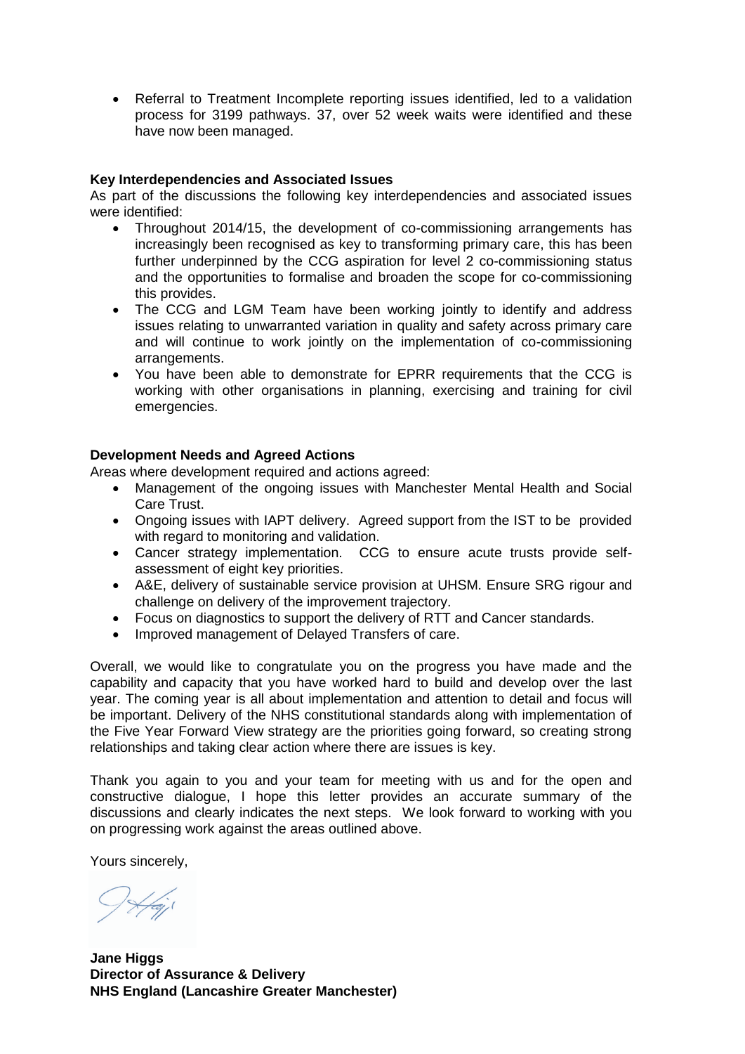- Referral to Treatment Incomplete reporting issues identified, led to a validation process for 3199 pathways. 37, over 52 week waits were identified and these have now been managed.

**Key Interdependencies and Associated Issues**

As part of the discussions the following key interdependencies and associated issues were identified:

- Throughout 2014/15, the development of co-commissioning arrangements has increasingly been recognised as key to transforming primary care, this has been further underpinned by the CCG aspiration for level 2 co-commissioning status and the opportunities to formalise and broaden the scope for co-commissioning this provides.
- The CCG and LGM Team have been working jointly to identify and address issues relating to unwarranted variation in quality and safety across primary care and will continue to work jointly on the implementation of co-commissioning arrangements.
- You have been able to demonstrate for EPRR requirements that the CCG is working with other organisations in planning, exercising and training for civil emergencies.

**Development Needs and Agreed Actions**

Areas where development required and actions agreed:

- Management of the ongoing issues with Manchester Mental Health and Social Care Trust.
- Ongoing issues with IAPT delivery. Agreed support from the IST to be provided with regard to monitoring and validation.
- Cancer strategy implementation. CCG to ensure acute trusts provide self-assessment of eight key priorities.
- A&E, delivery of sustainable service provision at UHSM. Ensure SRG rigour and challenge on delivery of the improvement trajectory.
- Focus on diagnostics to support the delivery of RTT and Cancer standards.
- Improved management of Delayed Transfers of care.

Overall, we would like to congratulate you on the progress you have made and the capability and capacity that you have worked hard to build and develop over the last year. The coming year is all about implementation and attention to detail and focus will be important. Delivery of the NHS constitutional standards along with implementation of the Five Year Forward View strategy are the priorities going forward, so creating strong relationships and taking clear action where there are issues is key.

Thank you again to you and your team for meeting with us and for the open and constructive dialogue, I hope this letter provides an accurate summary of the discussions and clearly indicates the next steps. We look forward to working with you on progressing work against the areas outlined above.

Yours sincerely,

**Jane Higgs**
**Director of Assurance & Delivery**
**NHS England (Lancashire Greater Manchester)**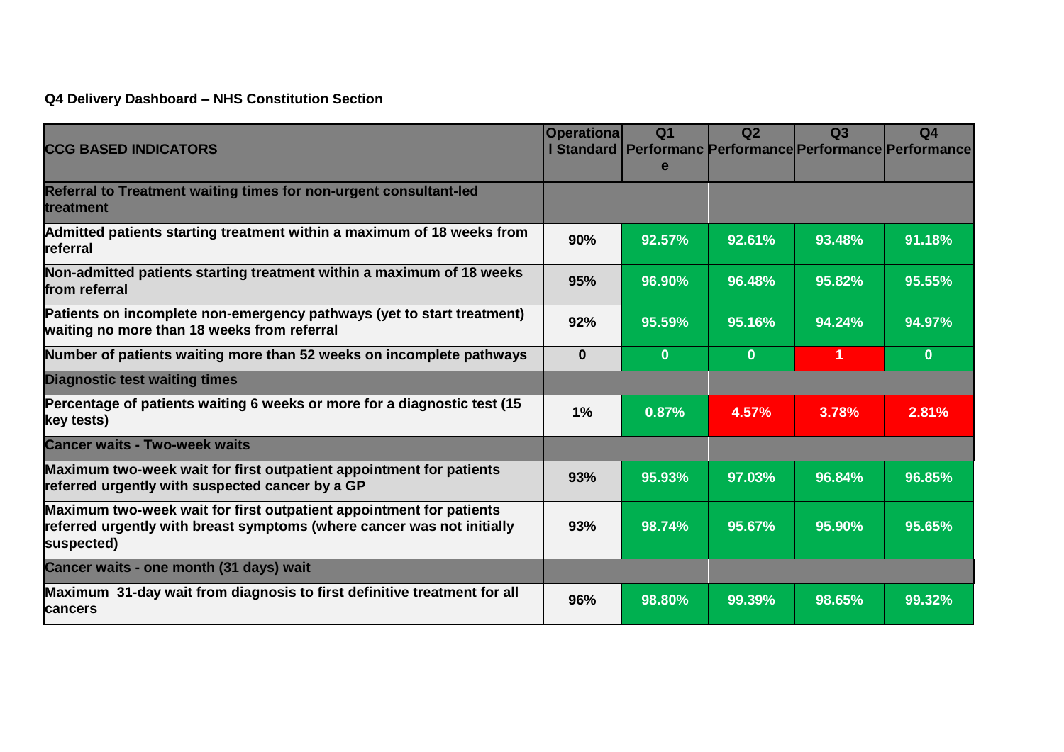**Q4 Delivery Dashboard – NHS Constitution Section**

| CCG BASED INDICATORS | Operational Standard | Q1 Performance | Q2 Performance | Q3 Performance | Q4 Performance |
|---|---|---|---|---|---|
| **Referral to Treatment waiting times for non-urgent consultant-led treatment** | | | | | |
| Admitted patients starting treatment within a maximum of 18 weeks from referral | 90% | 92.57% | 92.61% | 93.48% | 91.18% |
| Non-admitted patients starting treatment within a maximum of 18 weeks from referral | 95% | 96.90% | 96.48% | 95.82% | 95.55% |
| Patients on incomplete non-emergency pathways (yet to start treatment) waiting no more than 18 weeks from referral | 92% | 95.59% | 95.16% | 94.24% | 94.97% |
| Number of patients waiting more than 52 weeks on incomplete pathways | 0 | 0 | 0 | 1 | 0 |
| **Diagnostic test waiting times** | | | | | |
| Percentage of patients waiting 6 weeks or more for a diagnostic test (15 key tests) | 1% | 0.87% | 4.57% | 3.78% | 2.81% |
| **Cancer waits - Two-week waits** | | | | | |
| Maximum two-week wait for first outpatient appointment for patients referred urgently with suspected cancer by a GP | 93% | 95.93% | 97.03% | 96.84% | 96.85% |
| Maximum two-week wait for first outpatient appointment for patients referred urgently with breast symptoms (where cancer was not initially suspected) | 93% | 98.74% | 95.67% | 95.90% | 95.65% |
| **Cancer waits - one month (31 days) wait** | | | | | |
| Maximum 31-day wait from diagnosis to first definitive treatment for all cancers | 96% | 98.80% | 99.39% | 98.65% | 99.32% |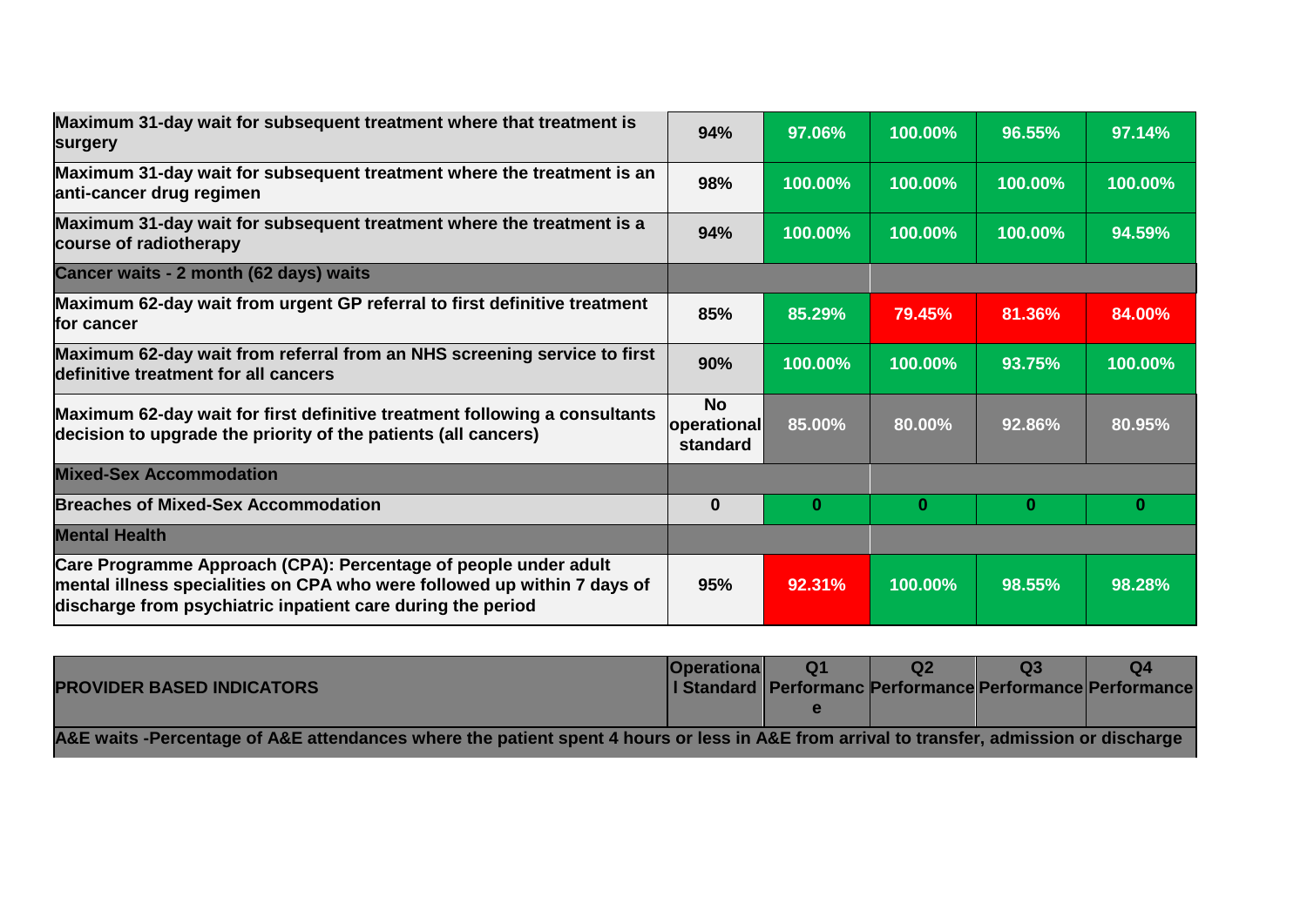| | | | | | |
|---|---|---|---|---|---|
| **Maximum 31-day wait for subsequent treatment where that treatment is surgery** | **94%** | **97.06%** | **100.00%** | **96.55%** | **97.14%** |
| **Maximum 31-day wait for subsequent treatment where the treatment is an anti-cancer drug regimen** | **98%** | **100.00%** | **100.00%** | **100.00%** | **100.00%** |
| **Maximum 31-day wait for subsequent treatment where the treatment is a course of radiotherapy** | **94%** | **100.00%** | **100.00%** | **100.00%** | **94.59%** |
| **Cancer waits - 2 month (62 days) waits** | | | | | |
| **Maximum 62-day wait from urgent GP referral to first definitive treatment for cancer** | **85%** | **85.29%** | **79.45%** | **81.36%** | **84.00%** |
| **Maximum 62-day wait from referral from an NHS screening service to first definitive treatment for all cancers** | **90%** | **100.00%** | **100.00%** | **93.75%** | **100.00%** |
| **Maximum 62-day wait for first definitive treatment following a consultants decision to upgrade the priority of the patients (all cancers)** | **No operational standard** | **85.00%** | **80.00%** | **92.86%** | **80.95%** |
| **Mixed-Sex Accommodation** | | | | | |
| **Breaches of Mixed-Sex Accommodation** | **0** | **0** | **0** | **0** | **0** |
| **Mental Health** | | | | | |
| **Care Programme Approach (CPA): Percentage of people under adult mental illness specialities on CPA who were followed up within 7 days of discharge from psychiatric inpatient care during the period** | **95%** | **92.31%** | **100.00%** | **98.55%** | **98.28%** |

| **PROVIDER BASED INDICATORS** | **Operational Standard** | **Q1 Performance** | **Q2 Performance** | **Q3 Performance** | **Q4 Performance** |
|---|---|---|---|---|---|
| **A&E waits -Percentage of A&E attendances where the patient spent 4 hours or less in A&E from arrival to transfer, admission or discharge** | | | | | |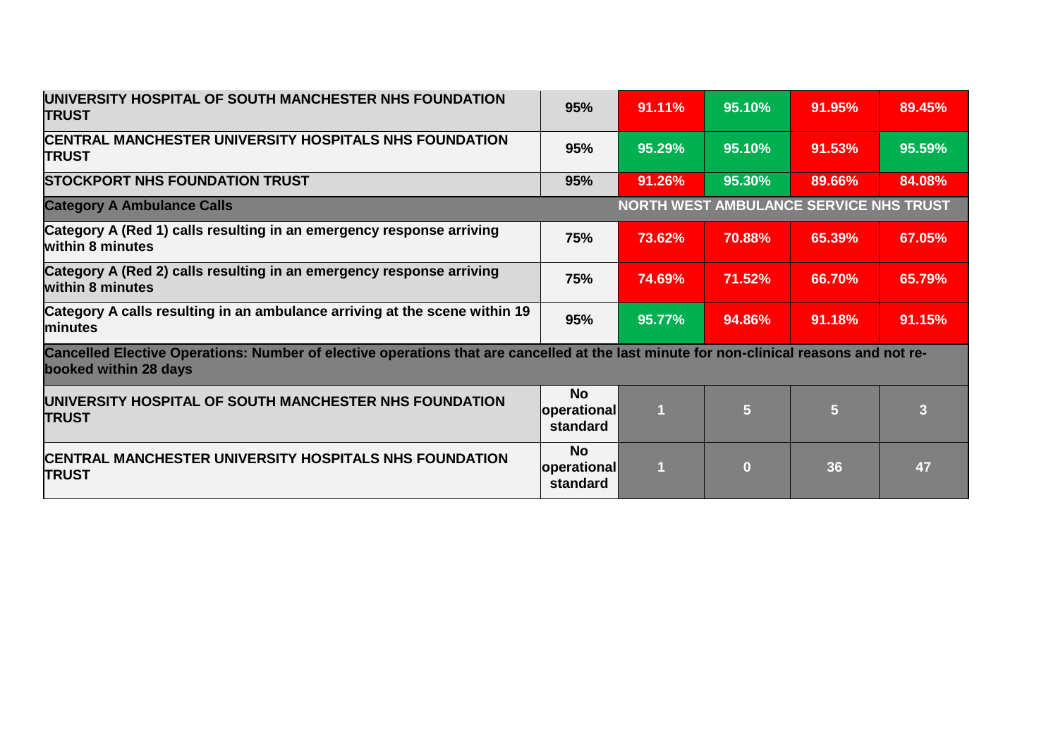| | | | | | |
|---|---|---|---|---|---|
| **UNIVERSITY HOSPITAL OF SOUTH MANCHESTER NHS FOUNDATION TRUST** | **95%** | **91.11%** | **95.10%** | **91.95%** | **89.45%** |
| **CENTRAL MANCHESTER UNIVERSITY HOSPITALS NHS FOUNDATION TRUST** | **95%** | **95.29%** | **95.10%** | **91.53%** | **95.59%** |
| **STOCKPORT NHS FOUNDATION TRUST** | **95%** | **91.26%** | **95.30%** | **89.66%** | **84.08%** |
| **Category A Ambulance Calls** | | **NORTH WEST AMBULANCE SERVICE NHS TRUST** | | | |
| **Category A (Red 1) calls resulting in an emergency response arriving within 8 minutes** | **75%** | **73.62%** | **70.88%** | **65.39%** | **67.05%** |
| **Category A (Red 2) calls resulting in an emergency response arriving within 8 minutes** | **75%** | **74.69%** | **71.52%** | **66.70%** | **65.79%** |
| **Category A calls resulting in an ambulance arriving at the scene within 19 minutes** | **95%** | **95.77%** | **94.86%** | **91.18%** | **91.15%** |
| **Cancelled Elective Operations: Number of elective operations that are cancelled at the last minute for non-clinical reasons and not re-booked within 28 days** | | | | | |
| **UNIVERSITY HOSPITAL OF SOUTH MANCHESTER NHS FOUNDATION TRUST** | **No operational standard** | **1** | **5** | **5** | **3** |
| **CENTRAL MANCHESTER UNIVERSITY HOSPITALS NHS FOUNDATION TRUST** | **No operational standard** | **1** | **0** | **36** | **47** |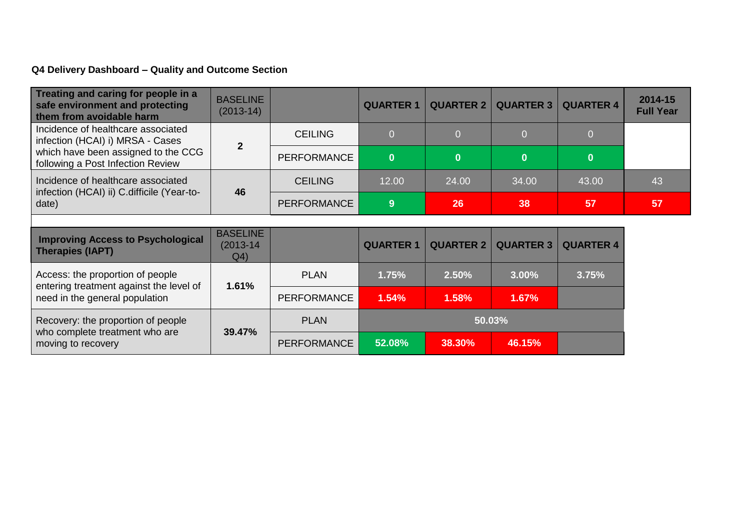**Q4 Delivery Dashboard – Quality and Outcome Section**

| Treating and caring for people in a safe environment and protecting them from avoidable harm | BASELINE (2013-14) | | QUARTER 1 | QUARTER 2 | QUARTER 3 | QUARTER 4 | 2014-15 Full Year |
|---|---|---|---|---|---|---|---|
| Incidence of healthcare associated infection (HCAI) i) MRSA - Cases which have been assigned to the CCG following a Post Infection Review | 2 | CEILING | 0 | 0 | 0 | 0 | |
| | | PERFORMANCE | 0 | 0 | 0 | 0 | |
| Incidence of healthcare associated infection (HCAI) ii) C.difficile (Year-to-date) | 46 | CEILING | 12.00 | 24.00 | 34.00 | 43.00 | 43 |
| | | PERFORMANCE | 9 | 26 | 38 | 57 | 57 |

| Improving Access to Psychological Therapies (IAPT) | BASELINE (2013-14 Q4) | | QUARTER 1 | QUARTER 2 | QUARTER 3 | QUARTER 4 |
|---|---|---|---|---|---|---|
| Access: the proportion of people entering treatment against the level of need in the general population | 1.61% | PLAN | 1.75% | 2.50% | 3.00% | 3.75% |
| | | PERFORMANCE | 1.54% | 1.58% | 1.67% | |
| Recovery: the proportion of people who complete treatment who are moving to recovery | 39.47% | PLAN | 50.03% | | | |
| | | PERFORMANCE | 52.08% | 38.30% | 46.15% | |